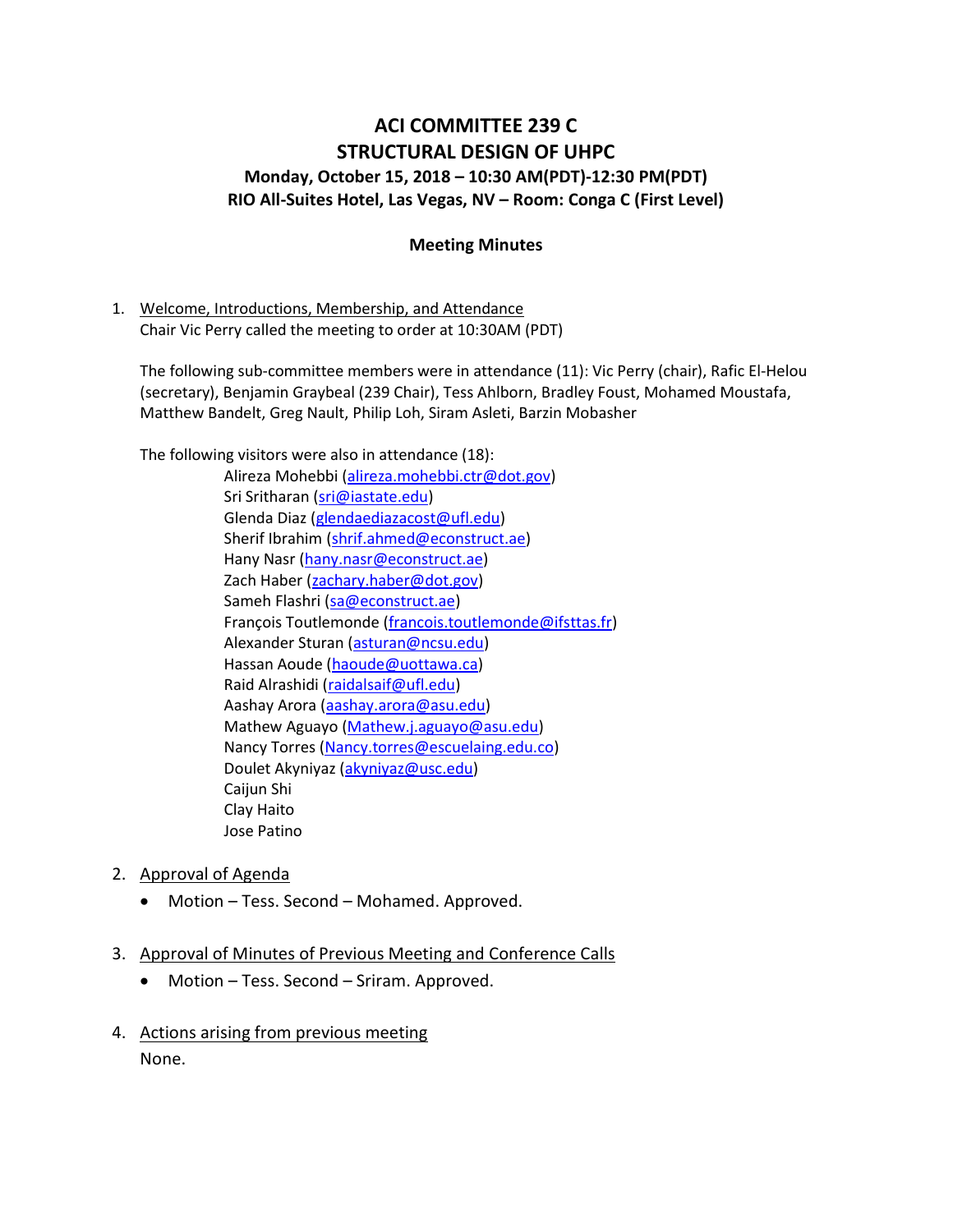# ACI COMMITTEE 239 C
# STRUCTURAL DESIGN OF UHPC

**Monday, October 15, 2018 – 10:30 AM(PDT)-12:30 PM(PDT)**
**RIO All-Suites Hotel, Las Vegas, NV – Room: Conga C (First Level)**

**Meeting Minutes**

1. Welcome, Introductions, Membership, and Attendance
   Chair Vic Perry called the meeting to order at 10:30AM (PDT)

   The following sub-committee members were in attendance (11): Vic Perry (chair), Rafic El-Helou (secretary), Benjamin Graybeal (239 Chair), Tess Ahlborn, Bradley Foust, Mohamed Moustafa, Matthew Bandelt, Greg Nault, Philip Loh, Siram Asleti, Barzin Mobasher

   The following visitors were also in attendance (18):

   Alireza Mohebbi (alireza.mohebbi.ctr@dot.gov)
   Sri Sritharan (sri@iastate.edu)
   Glenda Diaz (glendaediazacost@ufl.edu)
   Sherif Ibrahim (shrif.ahmed@econstruct.ae)
   Hany Nasr (hany.nasr@econstruct.ae)
   Zach Haber (zachary.haber@dot.gov)
   Sameh Flashri (sa@econstruct.ae)
   François Toutlemonde (francois.toutlemonde@ifsttas.fr)
   Alexander Sturan (asturan@ncsu.edu)
   Hassan Aoude (haoude@uottawa.ca)
   Raid Alrashidi (raidalsaif@ufl.edu)
   Aashay Arora (aashay.arora@asu.edu)
   Mathew Aguayo (Mathew.j.aguayo@asu.edu)
   Nancy Torres (Nancy.torres@escuelaing.edu.co)
   Doulet Akyniyaz (akyniyaz@usc.edu)
   Caijun Shi
   Clay Haito
   Jose Patino

2. Approval of Agenda
   - Motion – Tess. Second – Mohamed. Approved.

3. Approval of Minutes of Previous Meeting and Conference Calls
   - Motion – Tess. Second – Sriram. Approved.

4. Actions arising from previous meeting
   None.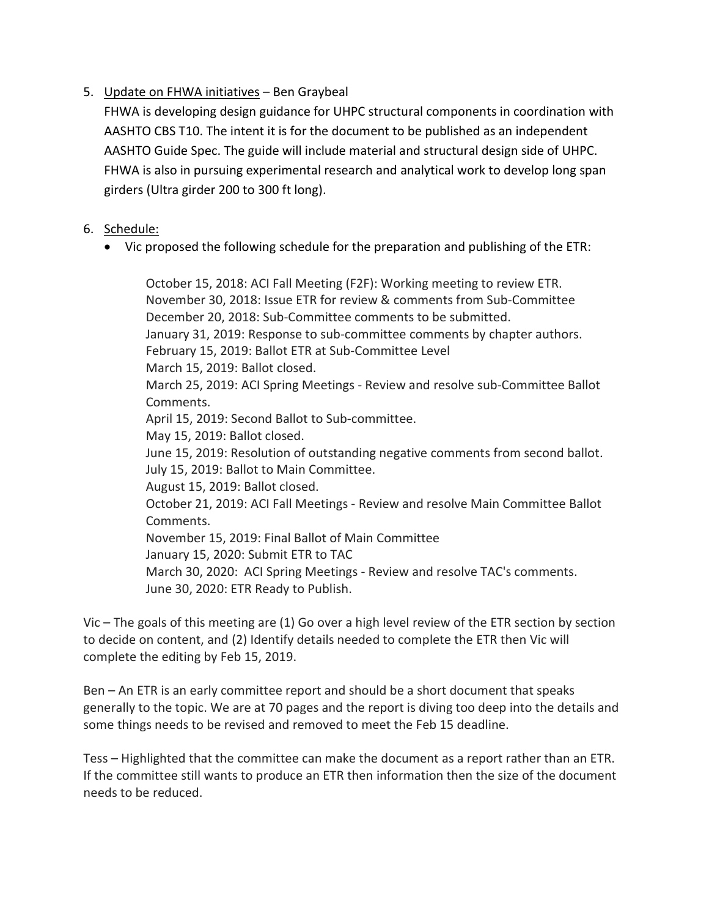5. <u>Update on FHWA initiatives</u> – Ben Graybeal

   FHWA is developing design guidance for UHPC structural components in coordination with AASHTO CBS T10. The intent it is for the document to be published as an independent AASHTO Guide Spec. The guide will include material and structural design side of UHPC. FHWA is also in pursuing experimental research and analytical work to develop long span girders (Ultra girder 200 to 300 ft long).

6. <u>Schedule:</u>

   - Vic proposed the following schedule for the preparation and publishing of the ETR:

     October 15, 2018: ACI Fall Meeting (F2F): Working meeting to review ETR.
     November 30, 2018: Issue ETR for review & comments from Sub-Committee
     December 20, 2018: Sub-Committee comments to be submitted.
     January 31, 2019: Response to sub-committee comments by chapter authors.
     February 15, 2019: Ballot ETR at Sub-Committee Level
     March 15, 2019: Ballot closed.
     March 25, 2019: ACI Spring Meetings - Review and resolve sub-Committee Ballot Comments.
     April 15, 2019: Second Ballot to Sub-committee.
     May 15, 2019: Ballot closed.
     June 15, 2019: Resolution of outstanding negative comments from second ballot.
     July 15, 2019: Ballot to Main Committee.
     August 15, 2019: Ballot closed.
     October 21, 2019: ACI Fall Meetings - Review and resolve Main Committee Ballot Comments.
     November 15, 2019: Final Ballot of Main Committee
     January 15, 2020: Submit ETR to TAC
     March 30, 2020: ACI Spring Meetings - Review and resolve TAC's comments.
     June 30, 2020: ETR Ready to Publish.

Vic – The goals of this meeting are (1) Go over a high level review of the ETR section by section to decide on content, and (2) Identify details needed to complete the ETR then Vic will complete the editing by Feb 15, 2019.

Ben – An ETR is an early committee report and should be a short document that speaks generally to the topic. We are at 70 pages and the report is diving too deep into the details and some things needs to be revised and removed to meet the Feb 15 deadline.

Tess – Highlighted that the committee can make the document as a report rather than an ETR. If the committee still wants to produce an ETR then information then the size of the document needs to be reduced.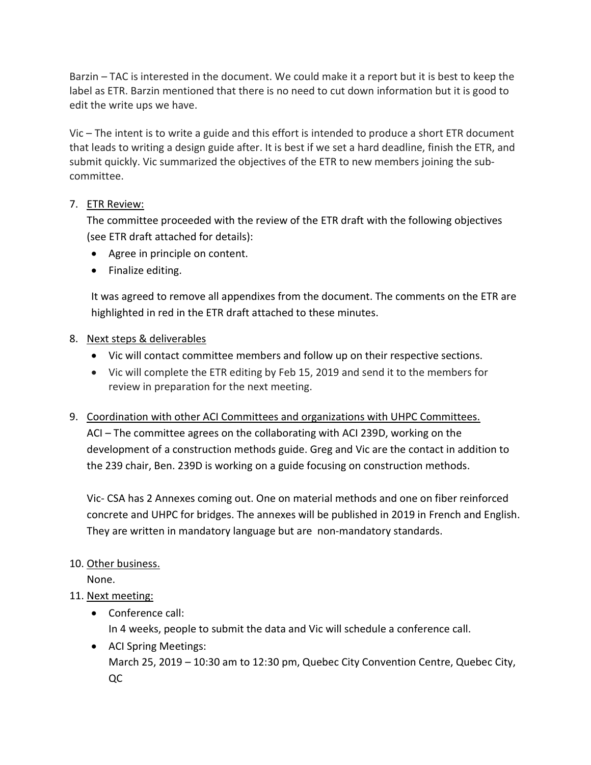Barzin – TAC is interested in the document. We could make it a report but it is best to keep the label as ETR. Barzin mentioned that there is no need to cut down information but it is good to edit the write ups we have.

Vic – The intent is to write a guide and this effort is intended to produce a short ETR document that leads to writing a design guide after. It is best if we set a hard deadline, finish the ETR, and submit quickly. Vic summarized the objectives of the ETR to new members joining the sub-committee.

7. ETR Review:

   The committee proceeded with the review of the ETR draft with the following objectives (see ETR draft attached for details):

   - Agree in principle on content.
   - Finalize editing.

   It was agreed to remove all appendixes from the document. The comments on the ETR are highlighted in red in the ETR draft attached to these minutes.

8. Next steps & deliverables

   - Vic will contact committee members and follow up on their respective sections.
   - Vic will complete the ETR editing by Feb 15, 2019 and send it to the members for review in preparation for the next meeting.

9. Coordination with other ACI Committees and organizations with UHPC Committees.

   ACI – The committee agrees on the collaborating with ACI 239D, working on the development of a construction methods guide. Greg and Vic are the contact in addition to the 239 chair, Ben. 239D is working on a guide focusing on construction methods.

   Vic- CSA has 2 Annexes coming out. One on material methods and one on fiber reinforced concrete and UHPC for bridges. The annexes will be published in 2019 in French and English. They are written in mandatory language but are non-mandatory standards.

10. Other business.

    None.

11. Next meeting:

    - Conference call:
      In 4 weeks, people to submit the data and Vic will schedule a conference call.
    - ACI Spring Meetings:
      March 25, 2019 – 10:30 am to 12:30 pm, Quebec City Convention Centre, Quebec City, QC